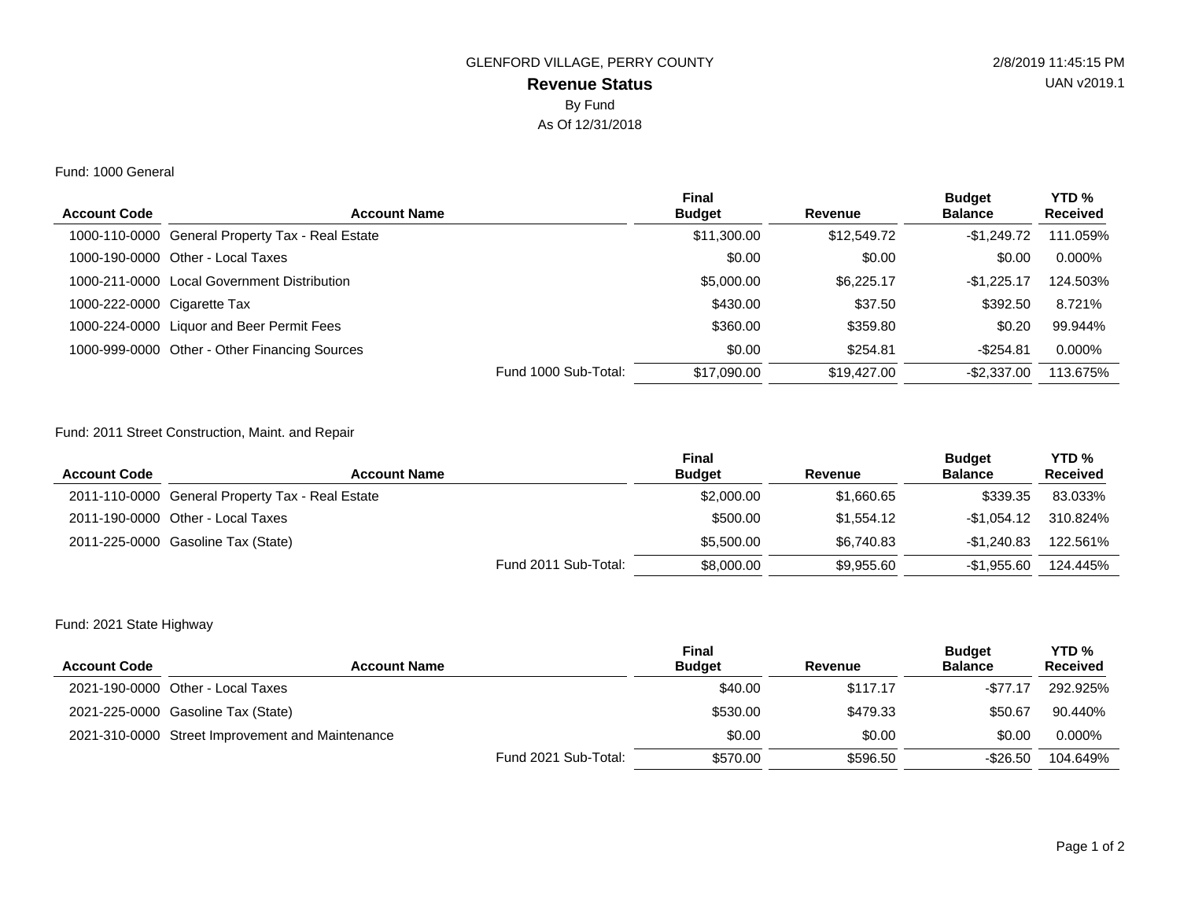GLENFORD VILLAGE, PERRY COUNTY

# Revenue Status

By Fund

As Of 12/31/2018

2/8/2019 11:45:15 PM

UAN v2019.1

Fund: 1000 General

| Account Code | Account Name | Final Budget | Revenue | Budget Balance | YTD % Received |
|---|---|---|---|---|---|
| 1000-110-0000 | General Property Tax - Real Estate | $11,300.00 | $12,549.72 | -$1,249.72 | 111.059% |
| 1000-190-0000 | Other - Local Taxes | $0.00 | $0.00 | $0.00 | 0.000% |
| 1000-211-0000 | Local Government Distribution | $5,000.00 | $6,225.17 | -$1,225.17 | 124.503% |
| 1000-222-0000 | Cigarette Tax | $430.00 | $37.50 | $392.50 | 8.721% |
| 1000-224-0000 | Liquor and Beer Permit Fees | $360.00 | $359.80 | $0.20 | 99.944% |
| 1000-999-0000 | Other - Other Financing Sources | $0.00 | $254.81 | -$254.81 | 0.000% |
| | Fund 1000 Sub-Total: | $17,090.00 | $19,427.00 | -$2,337.00 | 113.675% |

Fund: 2011 Street Construction, Maint. and Repair

| Account Code | Account Name | Final Budget | Revenue | Budget Balance | YTD % Received |
|---|---|---|---|---|---|
| 2011-110-0000 | General Property Tax - Real Estate | $2,000.00 | $1,660.65 | $339.35 | 83.033% |
| 2011-190-0000 | Other - Local Taxes | $500.00 | $1,554.12 | -$1,054.12 | 310.824% |
| 2011-225-0000 | Gasoline Tax (State) | $5,500.00 | $6,740.83 | -$1,240.83 | 122.561% |
| | Fund 2011 Sub-Total: | $8,000.00 | $9,955.60 | -$1,955.60 | 124.445% |

Fund: 2021 State Highway

| Account Code | Account Name | Final Budget | Revenue | Budget Balance | YTD % Received |
|---|---|---|---|---|---|
| 2021-190-0000 | Other - Local Taxes | $40.00 | $117.17 | -$77.17 | 292.925% |
| 2021-225-0000 | Gasoline Tax (State) | $530.00 | $479.33 | $50.67 | 90.440% |
| 2021-310-0000 | Street Improvement and Maintenance | $0.00 | $0.00 | $0.00 | 0.000% |
| | Fund 2021 Sub-Total: | $570.00 | $596.50 | -$26.50 | 104.649% |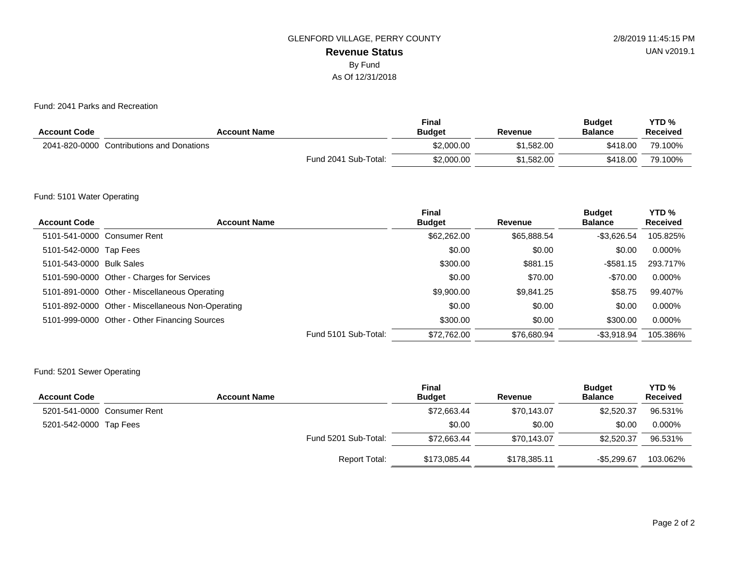GLENFORD VILLAGE, PERRY COUNTY

2/8/2019 11:45:15 PM

UAN v2019.1

# Revenue Status

By Fund

As Of 12/31/2018

Fund: 2041 Parks and Recreation

| Account Code | Account Name | Final Budget | Revenue | Budget Balance | YTD % Received |
|---|---|---|---|---|---|
| 2041-820-0000 | Contributions and Donations | $2,000.00 | $1,582.00 | $418.00 | 79.100% |
| | Fund 2041 Sub-Total: | $2,000.00 | $1,582.00 | $418.00 | 79.100% |

Fund: 5101 Water Operating

| Account Code | Account Name | Final Budget | Revenue | Budget Balance | YTD % Received |
|---|---|---|---|---|---|
| 5101-541-0000 | Consumer Rent | $62,262.00 | $65,888.54 | -$3,626.54 | 105.825% |
| 5101-542-0000 | Tap Fees | $0.00 | $0.00 | $0.00 | 0.000% |
| 5101-543-0000 | Bulk Sales | $300.00 | $881.15 | -$581.15 | 293.717% |
| 5101-590-0000 | Other - Charges for Services | $0.00 | $70.00 | -$70.00 | 0.000% |
| 5101-891-0000 | Other - Miscellaneous Operating | $9,900.00 | $9,841.25 | $58.75 | 99.407% |
| 5101-892-0000 | Other - Miscellaneous Non-Operating | $0.00 | $0.00 | $0.00 | 0.000% |
| 5101-999-0000 | Other - Other Financing Sources | $300.00 | $0.00 | $300.00 | 0.000% |
| | Fund 5101 Sub-Total: | $72,762.00 | $76,680.94 | -$3,918.94 | 105.386% |

Fund: 5201 Sewer Operating

| Account Code | Account Name | Final Budget | Revenue | Budget Balance | YTD % Received |
|---|---|---|---|---|---|
| 5201-541-0000 | Consumer Rent | $72,663.44 | $70,143.07 | $2,520.37 | 96.531% |
| 5201-542-0000 | Tap Fees | $0.00 | $0.00 | $0.00 | 0.000% |
| | Fund 5201 Sub-Total: | $72,663.44 | $70,143.07 | $2,520.37 | 96.531% |
| | Report Total: | $173,085.44 | $178,385.11 | -$5,299.67 | 103.062% |